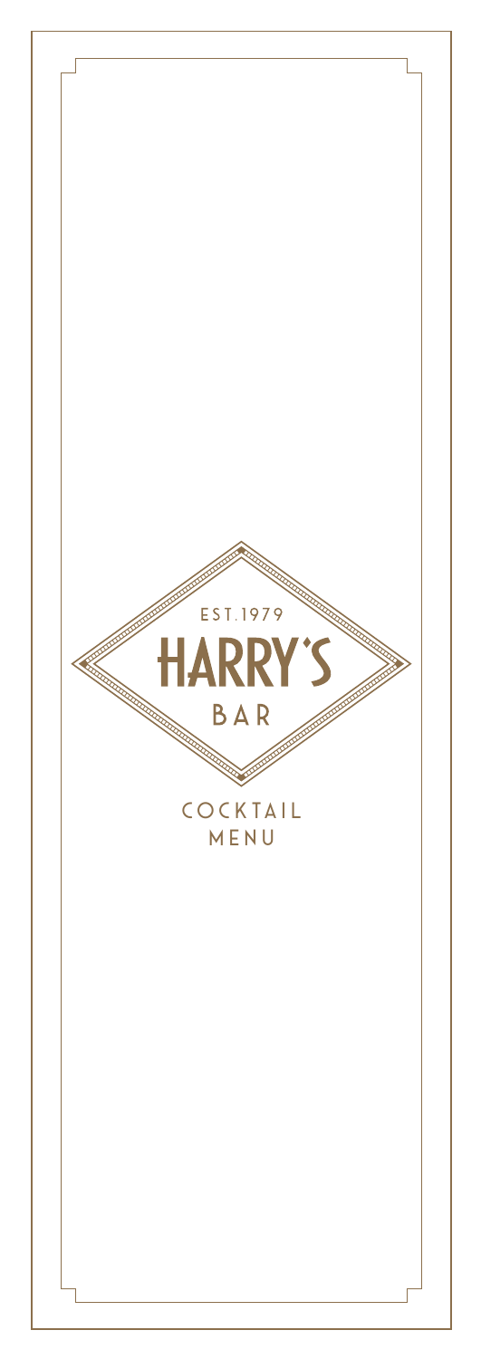EST.1979

# HARRY'S

BAR

## COCKTAIL MENU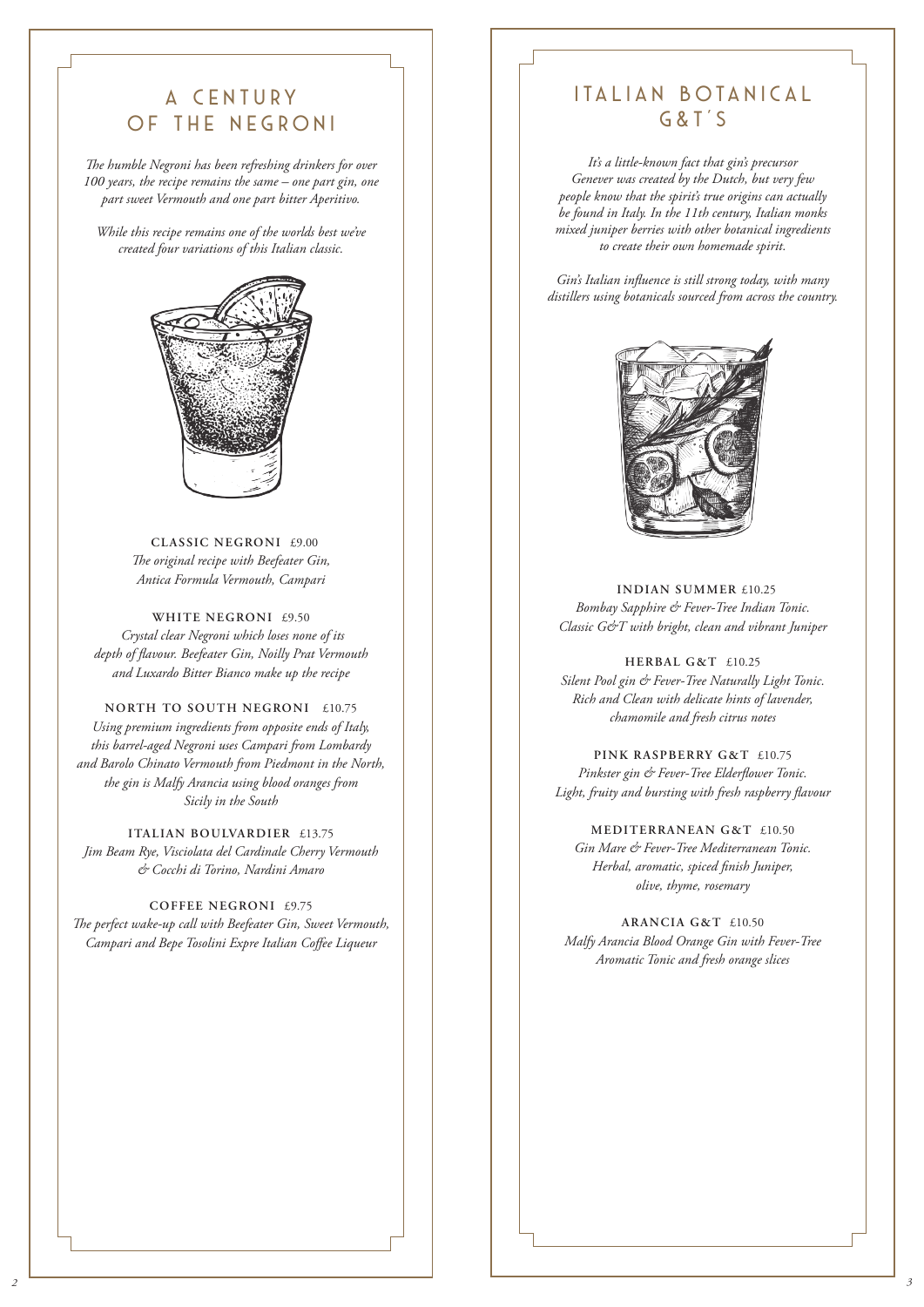# A CENTURY OF THE NEGRONI

*The humble Negroni has been refreshing drinkers for over 100 years, the recipe remains the same – one part gin, one part sweet Vermouth and one part bitter Aperitivo.*

*While this recipe remains one of the worlds best we've created four variations of this Italian classic.*

**CLASSIC NEGRONI** £9.00
*The original recipe with Beefeater Gin, Antica Formula Vermouth, Campari*

**WHITE NEGRONI** £9.50
*Crystal clear Negroni which loses none of its depth of flavour. Beefeater Gin, Noilly Prat Vermouth and Luxardo Bitter Bianco make up the recipe*

**NORTH TO SOUTH NEGRONI** £10.75
*Using premium ingredients from opposite ends of Italy, this barrel-aged Negroni uses Campari from Lombardy and Barolo Chinato Vermouth from Piedmont in the North, the gin is Malfy Arancia using blood oranges from Sicily in the South*

**ITALIAN BOULVARDIER** £13.75
*Jim Beam Rye, Visciolata del Cardinale Cherry Vermouth & Cocchi di Torino, Nardini Amaro*

**COFFEE NEGRONI** £9.75
*The perfect wake-up call with Beefeater Gin, Sweet Vermouth, Campari and Bepe Tosolini Expre Italian Coffee Liqueur*

# ITALIAN BOTANICAL G&T'S

*It's a little-known fact that gin's precursor Genever was created by the Dutch, but very few people know that the spirit's true origins can actually be found in Italy. In the 11th century, Italian monks mixed juniper berries with other botanical ingredients to create their own homemade spirit.*

*Gin's Italian influence is still strong today, with many distillers using botanicals sourced from across the country.*

**INDIAN SUMMER** £10.25
*Bombay Sapphire & Fever-Tree Indian Tonic. Classic G&T with bright, clean and vibrant Juniper*

**HERBAL G&T** £10.25
*Silent Pool gin & Fever-Tree Naturally Light Tonic. Rich and Clean with delicate hints of lavender, chamomile and fresh citrus notes*

**PINK RASPBERRY G&T** £10.75
*Pinkster gin & Fever-Tree Elderflower Tonic. Light, fruity and bursting with fresh raspberry flavour*

**MEDITERRANEAN G&T** £10.50
*Gin Mare & Fever-Tree Mediterranean Tonic. Herbal, aromatic, spiced finish Juniper, olive, thyme, rosemary*

**ARANCIA G&T** £10.50
*Malfy Arancia Blood Orange Gin with Fever-Tree Aromatic Tonic and fresh orange slices*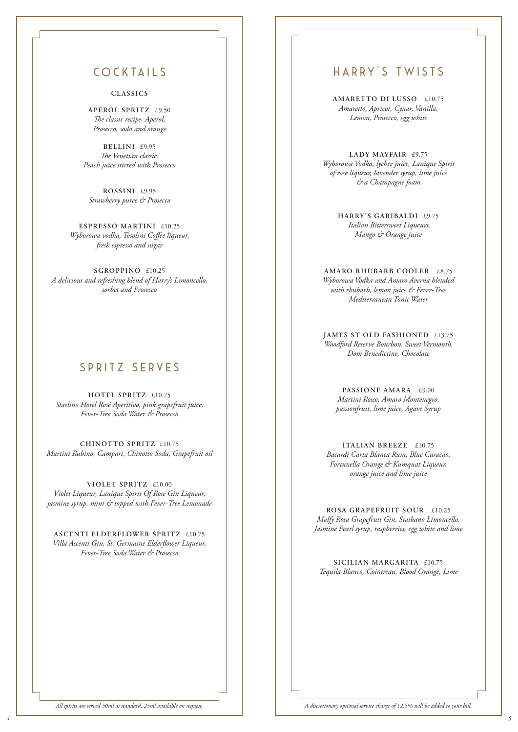# COCKTAILS

## CLASSICS

**APEROL SPRITZ** £9.50
*The classic recipe. Aperol, Prosecco, soda and orange*

**BELLINI** £9.95
*The Venetian classic. Peach juice stirred with Prosecco*

**ROSSINI** £9.95
*Strawberry puree & Prosecco*

**ESPRESSO MARTINI** £10.25
*Wyborowa vodka, Tosolini Coffee liqueur, fresh espresso and sugar*

**SGROPPINO** £10.25
*A delicious and refreshing blend of Harry's Limoncello, sorbet and Prosecco*

# SPRITZ SERVES

**HOTEL SPRITZ** £10.75
*Starlino Hotel Rosé Aperitivo, pink grapefruit juice, Fever-Tree Soda Water & Prosecco*

**CHINOTTO SPRITZ** £10.75
*Martini Rubino, Campari, Chinotto Soda, Grapefruit oil*

**VIOLET SPRITZ** £10.00
*Violet Liqueur, Lanique Spirit Of Rose Gin Liqueur, jasmine syrup, mint & topped with Fever-Tree Lemonade*

**ASCENTI ELDERFLOWER SPRITZ** £10.75
*Villa Ascenti Gin, St. Germaine Elderflower Liqueur, Fever-Tree Soda Water & Prosecco*

*All spirits are served 50ml as standard, 25ml available on request.*

# HARRY'S TWISTS

**AMARETTO DI LUSSO** £10.75
*Amaretto, Apricot, Cynar, Vanilla, Lemon, Prosecco, egg white*

**LADY MAYFAIR** £9.75
*Wyborowa Vodka, lychee juice, Lanique Spirit of rose liqueur, lavender syrup, lime juice & a Champagne foam*

**HARRY'S GARIBALDI** £9.75
*Italian Bittersweet Liqueurs, Mango & Orange juice*

**AMARO RHUBARB COOLER** £8.75
*Wyborowa Vodka and Amaro Averna blended with rhubarb, lemon juice & Fever-Tree Mediterranean Tonic Water*

**JAMES ST OLD FASHIONED** £13.75
*Woodford Reserve Bourbon, Sweet Vermouth, Dom Benedictine, Chocolate*

**PASSIONE AMARA** £9.00
*Martini Rosso, Amaro Montenegro, passionfruit, lime juice, Agave Syrup*

**ITALIAN BREEZE** £10.75
*Bacardi Carta Blanca Rum, Blue Curacao, Fortunella Orange & Kumquat Liqueur, orange juice and lime juice*

**ROSA GRAPEFRUIT SOUR** £10.25
*Malfy Rosa Grapefruit Gin, Staibano Limoncello, Jasmine Pearl syrup, raspberries, egg white and lime*

**SICILIAN MARGARITA** £10.75
*Tequila Blanco, Cointreau, Blood Orange, Lime*

*A discretionary optional service charge of 12.5% will be added to your bill.*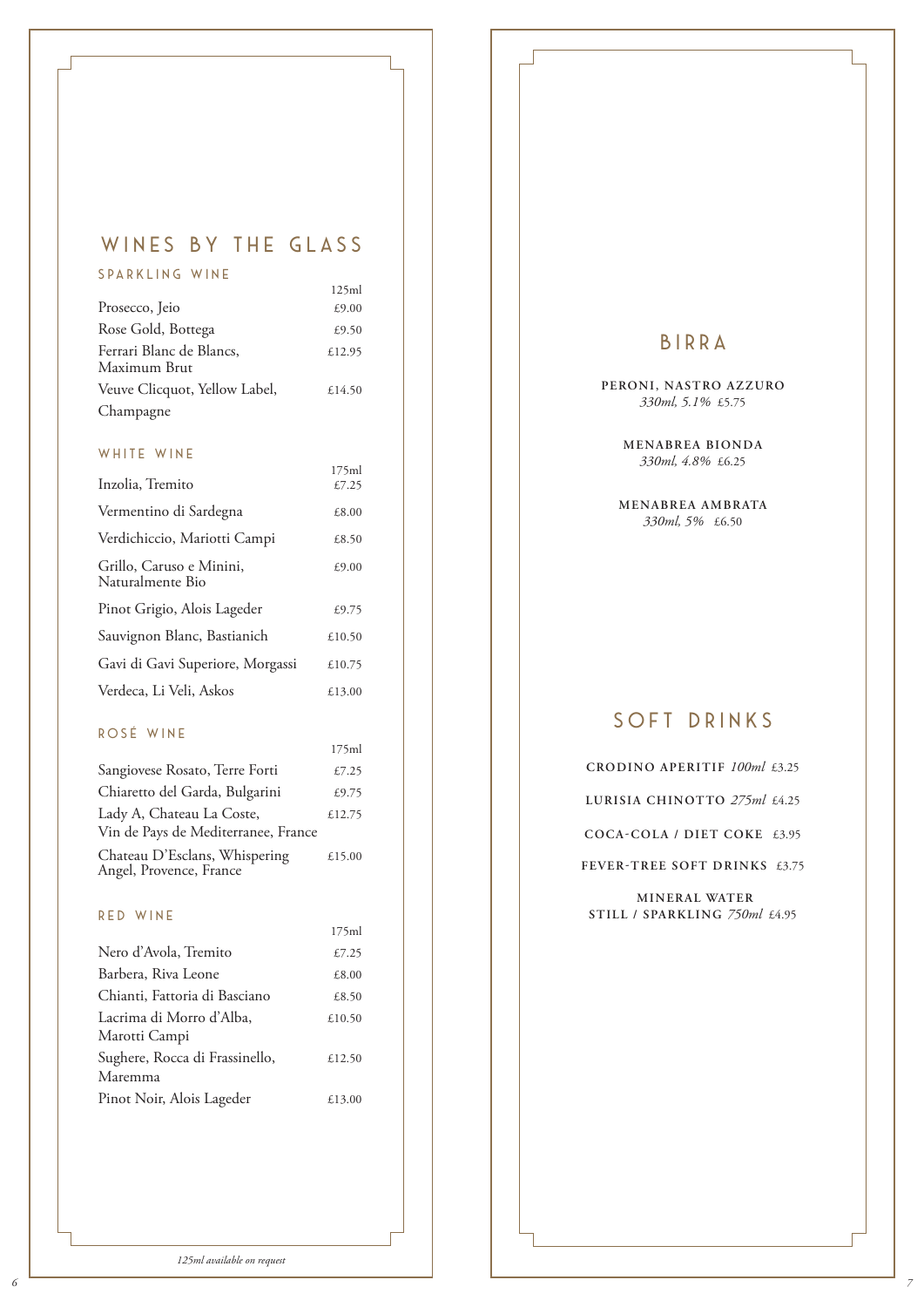# WINES BY THE GLASS

## SPARKLING WINE

| | 125ml |
|---|---|
| Prosecco, Jeio | £9.00 |
| Rose Gold, Bottega | £9.50 |
| Ferrari Blanc de Blancs, Maximum Brut | £12.95 |
| Veuve Clicquot, Yellow Label, Champagne | £14.50 |

## WHITE WINE

| | 175ml |
|---|---|
| Inzolia, Tremito | £7.25 |
| Vermentino di Sardegna | £8.00 |
| Verdichiccio, Mariotti Campi | £8.50 |
| Grillo, Caruso e Minini, Naturalmente Bio | £9.00 |
| Pinot Grigio, Alois Lageder | £9.75 |
| Sauvignon Blanc, Bastianich | £10.50 |
| Gavi di Gavi Superiore, Morgassi | £10.75 |
| Verdeca, Li Veli, Askos | £13.00 |

## ROSÉ WINE

| | 175ml |
|---|---|
| Sangiovese Rosato, Terre Forti | £7.25 |
| Chiaretto del Garda, Bulgarini | £9.75 |
| Lady A, Chateau La Coste, Vin de Pays de Mediterranee, France | £12.75 |
| Chateau D'Esclans, Whispering Angel, Provence, France | £15.00 |

## RED WINE

| | 175ml |
|---|---|
| Nero d'Avola, Tremito | £7.25 |
| Barbera, Riva Leone | £8.00 |
| Chianti, Fattoria di Basciano | £8.50 |
| Lacrima di Morro d'Alba, Marotti Campi | £10.50 |
| Sughere, Rocca di Frassinello, Maremma | £12.50 |
| Pinot Noir, Alois Lageder | £13.00 |

*125ml available on request*

# BIRRA

**PERONI, NASTRO AZZURO**
*330ml, 5.1%* £5.75

**MENABREA BIONDA**
*330ml, 4.8%* £6.25

**MENABREA AMBRATA**
*330ml, 5%* £6.50

# SOFT DRINKS

**CRODINO APERITIF** *100ml* £3.25

**LURISIA CHINOTTO** *275ml* £4.25

**COCA-COLA / DIET COKE** £3.95

**FEVER-TREE SOFT DRINKS** £3.75

**MINERAL WATER**
**STILL / SPARKLING** *750ml* £4.95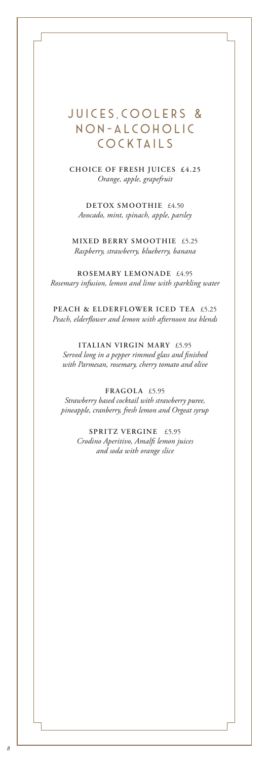# JUICES, COOLERS & NON-ALCOHOLIC COCKTAILS

**CHOICE OF FRESH JUICES £4.25**
*Orange, apple, grapefruit*

**DETOX SMOOTHIE** £4.50
*Avocado, mint, spinach, apple, parsley*

**MIXED BERRY SMOOTHIE** £5.25
*Raspberry, strawberry, blueberry, banana*

**ROSEMARY LEMONADE** £4.95
*Rosemary infusion, lemon and lime with sparkling water*

**PEACH & ELDERFLOWER ICED TEA** £5.25
*Peach, elderflower and lemon with afternoon tea blends*

**ITALIAN VIRGIN MARY** £5.95
*Served long in a pepper rimmed glass and finished with Parmesan, rosemary, cherry tomato and olive*

**FRAGOLA** £5.95
*Strawberry based cocktail with strawberry puree, pineapple, cranberry, fresh lemon and Orgeat syrup*

**SPRITZ VERGINE** £5.95
*Crodino Aperitivo, Amalfi lemon juices and soda with orange slice*